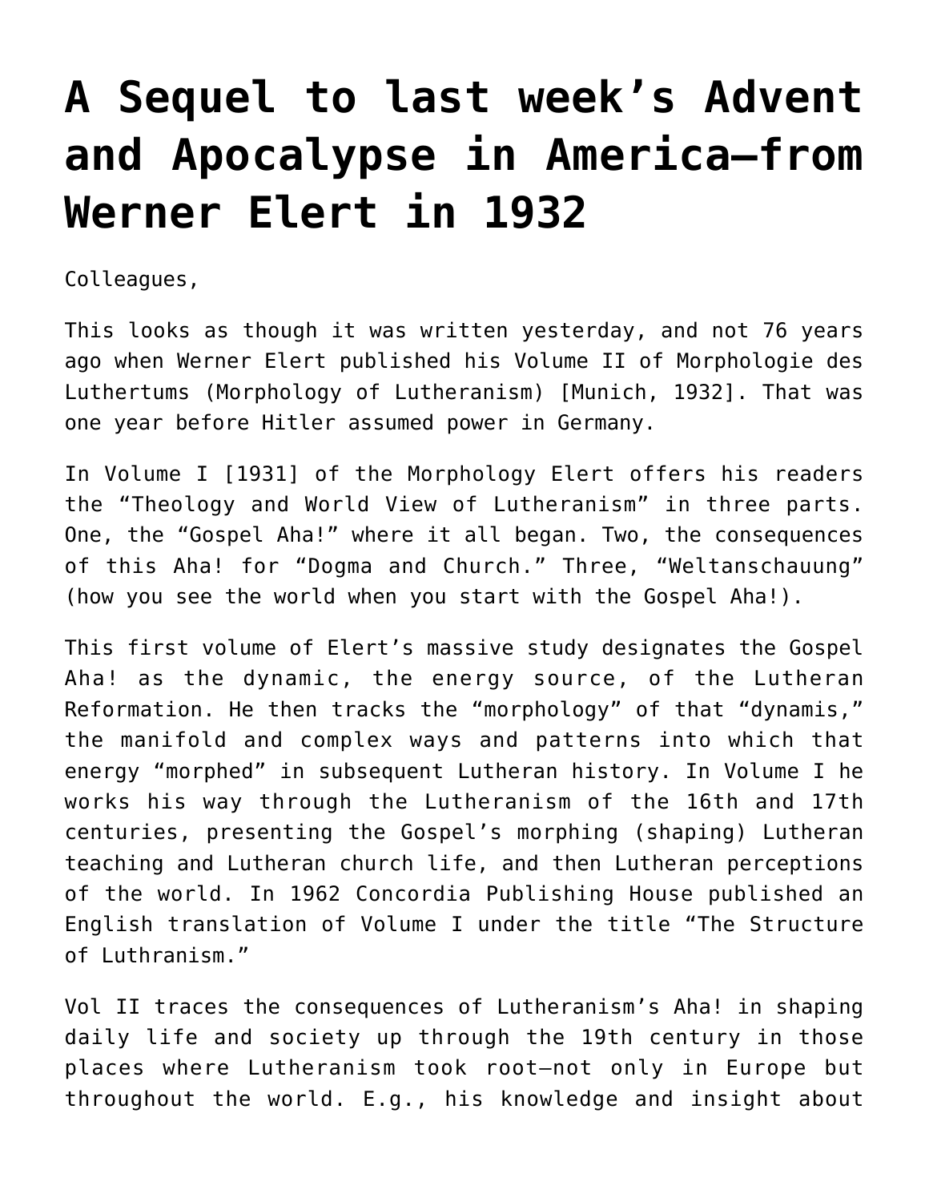# A Sequel to last week's Advent and Apocalypse in America—from Werner Elert in 1932

Colleagues,

This looks as though it was written yesterday, and not 76 years ago when Werner Elert published his Volume II of Morphologie des Luthertums (Morphology of Lutheranism) [Munich, 1932]. That was one year before Hitler assumed power in Germany.

In Volume I [1931] of the Morphology Elert offers his readers the "Theology and World View of Lutheranism" in three parts. One, the "Gospel Aha!" where it all began. Two, the consequences of this Aha! for "Dogma and Church." Three, "Weltanschauung" (how you see the world when you start with the Gospel Aha!).

This first volume of Elert's massive study designates the Gospel Aha! as the dynamic, the energy source, of the Lutheran Reformation. He then tracks the "morphology" of that "dynamis," the manifold and complex ways and patterns into which that energy "morphed" in subsequent Lutheran history. In Volume I he works his way through the Lutheranism of the 16th and 17th centuries, presenting the Gospel's morphing (shaping) Lutheran teaching and Lutheran church life, and then Lutheran perceptions of the world. In 1962 Concordia Publishing House published an English translation of Volume I under the title "The Structure of Luthranism."

Vol II traces the consequences of Lutheranism's Aha! in shaping daily life and society up through the 19th century in those places where Lutheranism took root—not only in Europe but throughout the world. E.g., his knowledge and insight about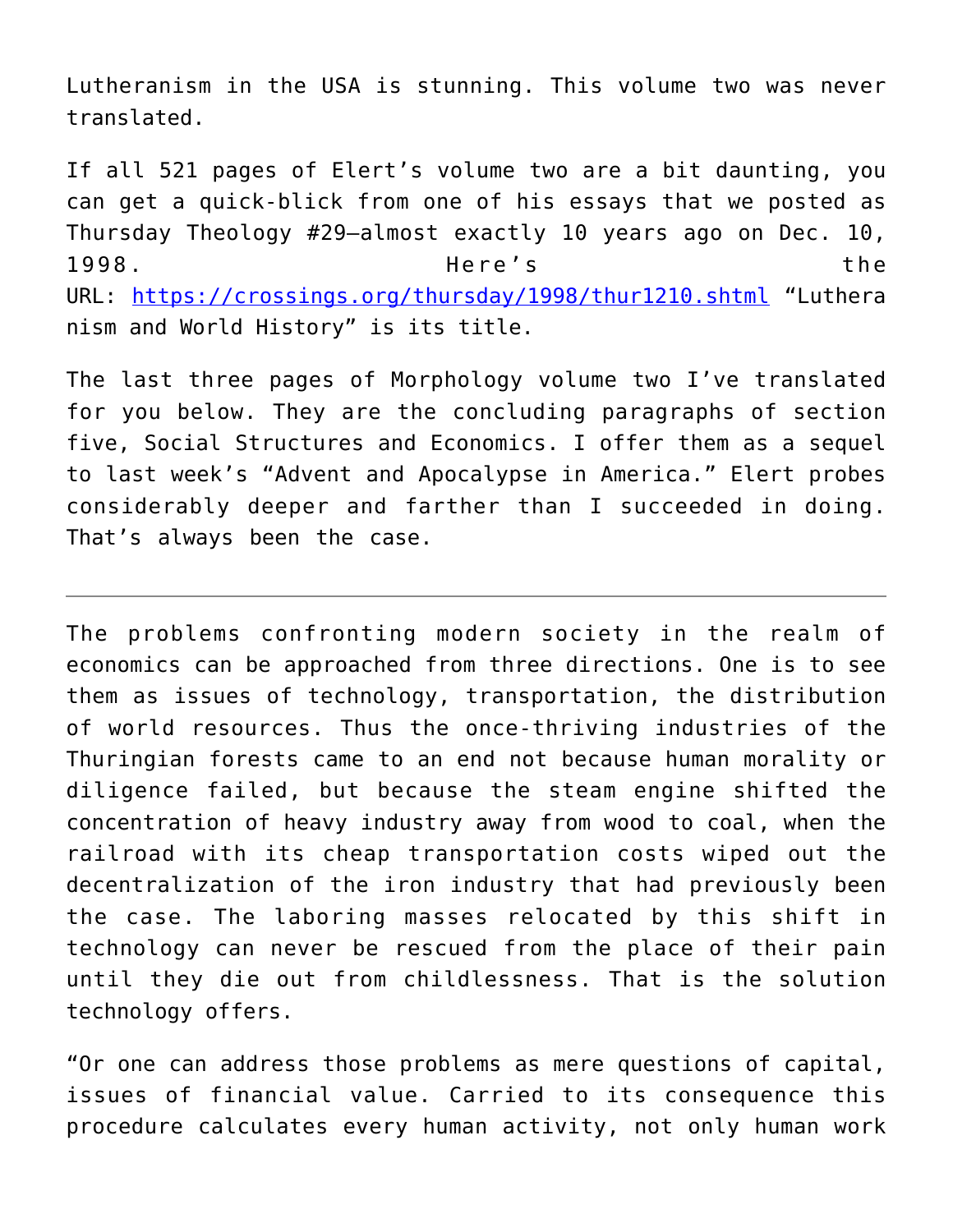Lutheranism in the USA is stunning. This volume two was never translated.

If all 521 pages of Elert's volume two are a bit daunting, you can get a quick-blick from one of his essays that we posted as Thursday Theology #29—almost exactly 10 years ago on Dec. 10, 1998. Here's the URL: https://crossings.org/thursday/1998/thur1210.shtml "Lutheranism and World History" is its title.

The last three pages of Morphology volume two I've translated for you below. They are the concluding paragraphs of section five, Social Structures and Economics. I offer them as a sequel to last week's "Advent and Apocalypse in America." Elert probes considerably deeper and farther than I succeeded in doing. That's always been the case.

---

The problems confronting modern society in the realm of economics can be approached from three directions. One is to see them as issues of technology, transportation, the distribution of world resources. Thus the once-thriving industries of the Thuringian forests came to an end not because human morality or diligence failed, but because the steam engine shifted the concentration of heavy industry away from wood to coal, when the railroad with its cheap transportation costs wiped out the decentralization of the iron industry that had previously been the case. The laboring masses relocated by this shift in technology can never be rescued from the place of their pain until they die out from childlessness. That is the solution technology offers.

"Or one can address those problems as mere questions of capital, issues of financial value. Carried to its consequence this procedure calculates every human activity, not only human work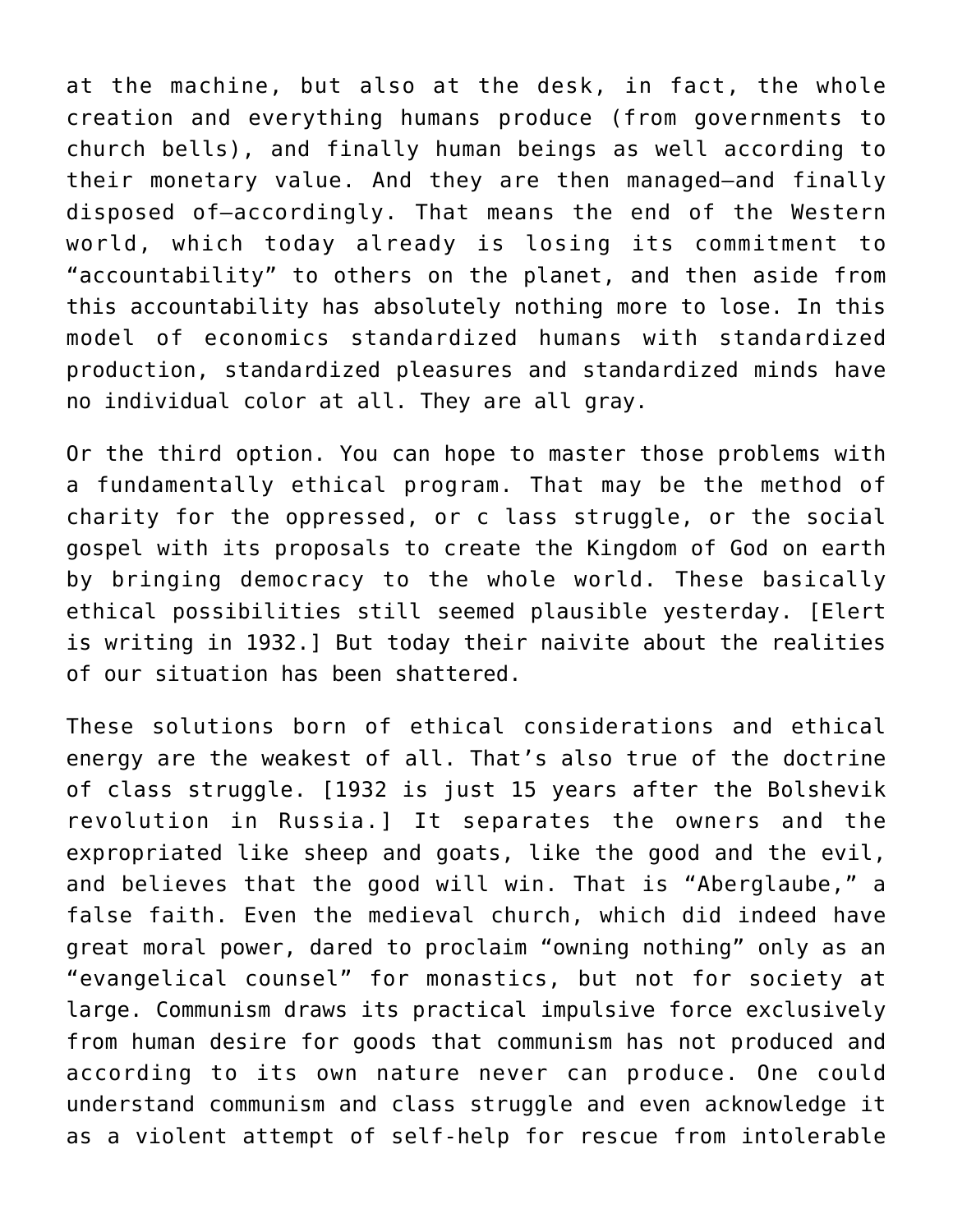at the machine, but also at the desk, in fact, the whole creation and everything humans produce (from governments to church bells), and finally human beings as well according to their monetary value. And they are then managed—and finally disposed of—accordingly. That means the end of the Western world, which today already is losing its commitment to "accountability" to others on the planet, and then aside from this accountability has absolutely nothing more to lose. In this model of economics standardized humans with standardized production, standardized pleasures and standardized minds have no individual color at all. They are all gray.

Or the third option. You can hope to master those problems with a fundamentally ethical program. That may be the method of charity for the oppressed, or c lass struggle, or the social gospel with its proposals to create the Kingdom of God on earth by bringing democracy to the whole world. These basically ethical possibilities still seemed plausible yesterday. [Elert is writing in 1932.] But today their naivite about the realities of our situation has been shattered.

These solutions born of ethical considerations and ethical energy are the weakest of all. That's also true of the doctrine of class struggle. [1932 is just 15 years after the Bolshevik revolution in Russia.] It separates the owners and the expropriated like sheep and goats, like the good and the evil, and believes that the good will win. That is "Aberglaube," a false faith. Even the medieval church, which did indeed have great moral power, dared to proclaim "owning nothing" only as an "evangelical counsel" for monastics, but not for society at large. Communism draws its practical impulsive force exclusively from human desire for goods that communism has not produced and according to its own nature never can produce. One could understand communism and class struggle and even acknowledge it as a violent attempt of self-help for rescue from intolerable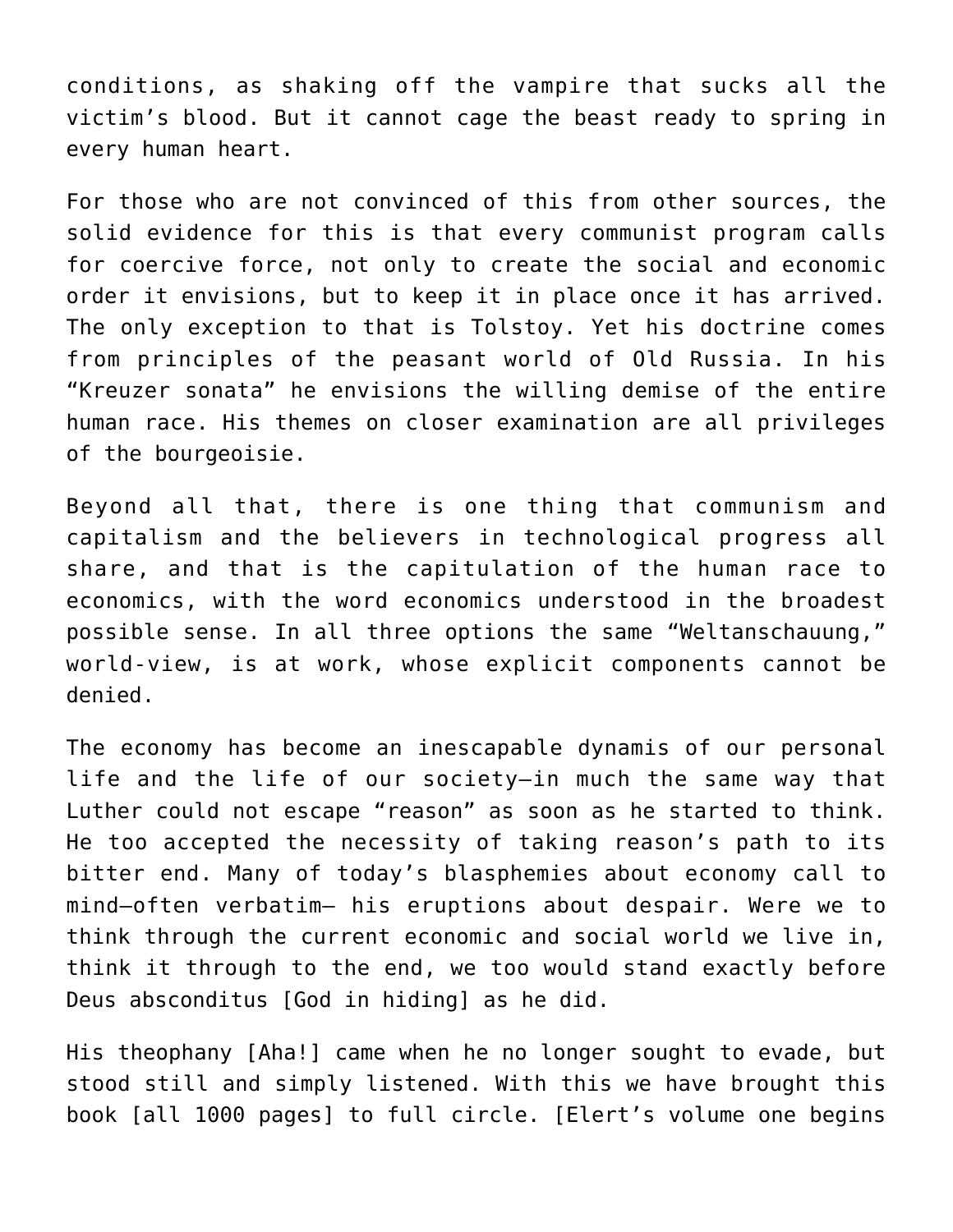conditions, as shaking off the vampire that sucks all the victim's blood. But it cannot cage the beast ready to spring in every human heart.

For those who are not convinced of this from other sources, the solid evidence for this is that every communist program calls for coercive force, not only to create the social and economic order it envisions, but to keep it in place once it has arrived. The only exception to that is Tolstoy. Yet his doctrine comes from principles of the peasant world of Old Russia. In his "Kreuzer sonata" he envisions the willing demise of the entire human race. His themes on closer examination are all privileges of the bourgeoisie.

Beyond all that, there is one thing that communism and capitalism and the believers in technological progress all share, and that is the capitulation of the human race to economics, with the word economics understood in the broadest possible sense. In all three options the same "Weltanschauung," world-view, is at work, whose explicit components cannot be denied.

The economy has become an inescapable dynamis of our personal life and the life of our society—in much the same way that Luther could not escape "reason" as soon as he started to think. He too accepted the necessity of taking reason's path to its bitter end. Many of today's blasphemies about economy call to mind—often verbatim— his eruptions about despair. Were we to think through the current economic and social world we live in, think it through to the end, we too would stand exactly before Deus absconditus [God in hiding] as he did.

His theophany [Aha!] came when he no longer sought to evade, but stood still and simply listened. With this we have brought this book [all 1000 pages] to full circle. [Elert's volume one begins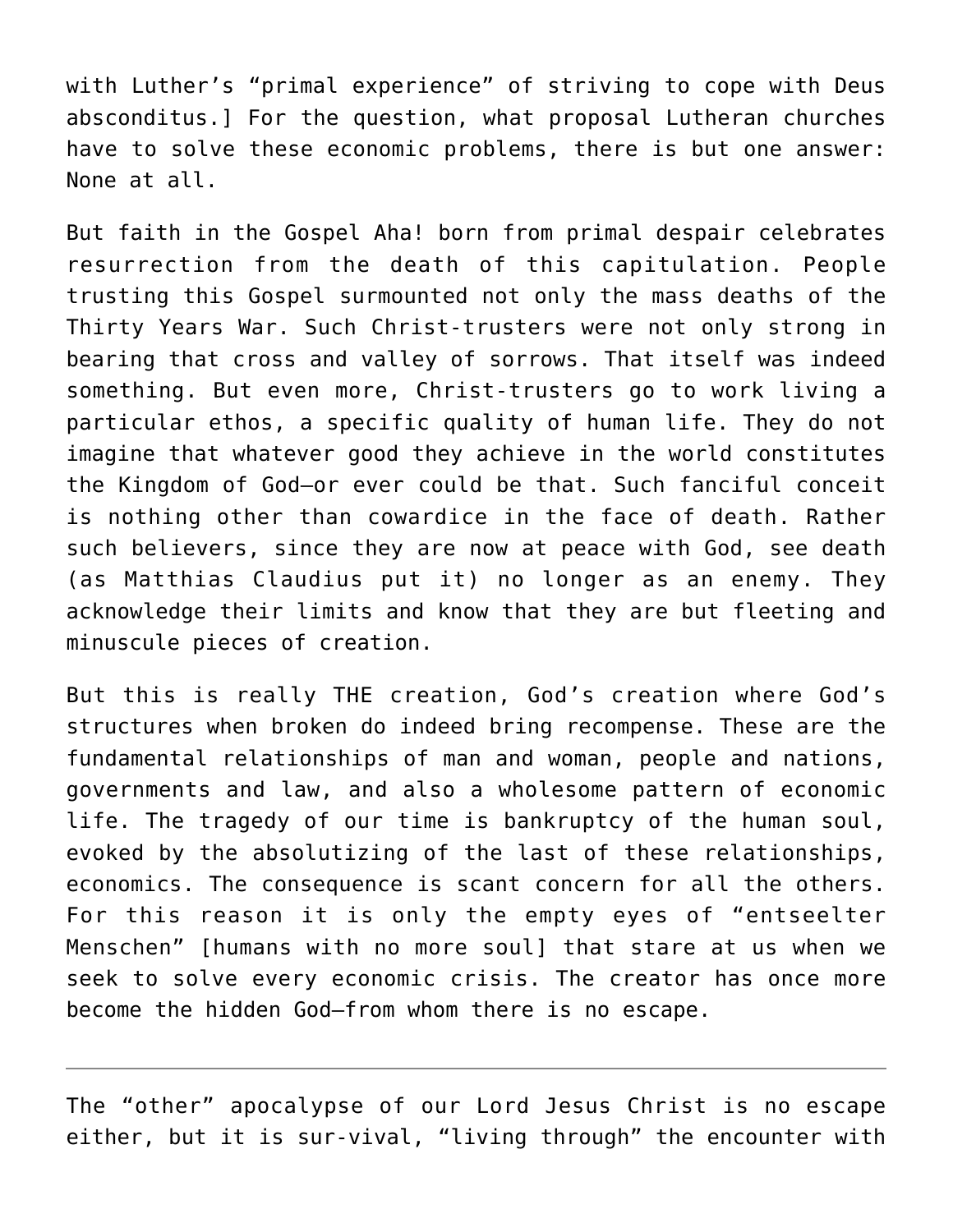with Luther's "primal experience" of striving to cope with Deus absconditus.] For the question, what proposal Lutheran churches have to solve these economic problems, there is but one answer: None at all.

But faith in the Gospel Aha! born from primal despair celebrates resurrection from the death of this capitulation. People trusting this Gospel surmounted not only the mass deaths of the Thirty Years War. Such Christ-trusters were not only strong in bearing that cross and valley of sorrows. That itself was indeed something. But even more, Christ-trusters go to work living a particular ethos, a specific quality of human life. They do not imagine that whatever good they achieve in the world constitutes the Kingdom of God—or ever could be that. Such fanciful conceit is nothing other than cowardice in the face of death. Rather such believers, since they are now at peace with God, see death (as Matthias Claudius put it) no longer as an enemy. They acknowledge their limits and know that they are but fleeting and minuscule pieces of creation.

But this is really THE creation, God's creation where God's structures when broken do indeed bring recompense. These are the fundamental relationships of man and woman, people and nations, governments and law, and also a wholesome pattern of economic life. The tragedy of our time is bankruptcy of the human soul, evoked by the absolutizing of the last of these relationships, economics. The consequence is scant concern for all the others. For this reason it is only the empty eyes of "entseelter Menschen" [humans with no more soul] that stare at us when we seek to solve every economic crisis. The creator has once more become the hidden God—from whom there is no escape.

---

The "other" apocalypse of our Lord Jesus Christ is no escape either, but it is sur-vival, "living through" the encounter with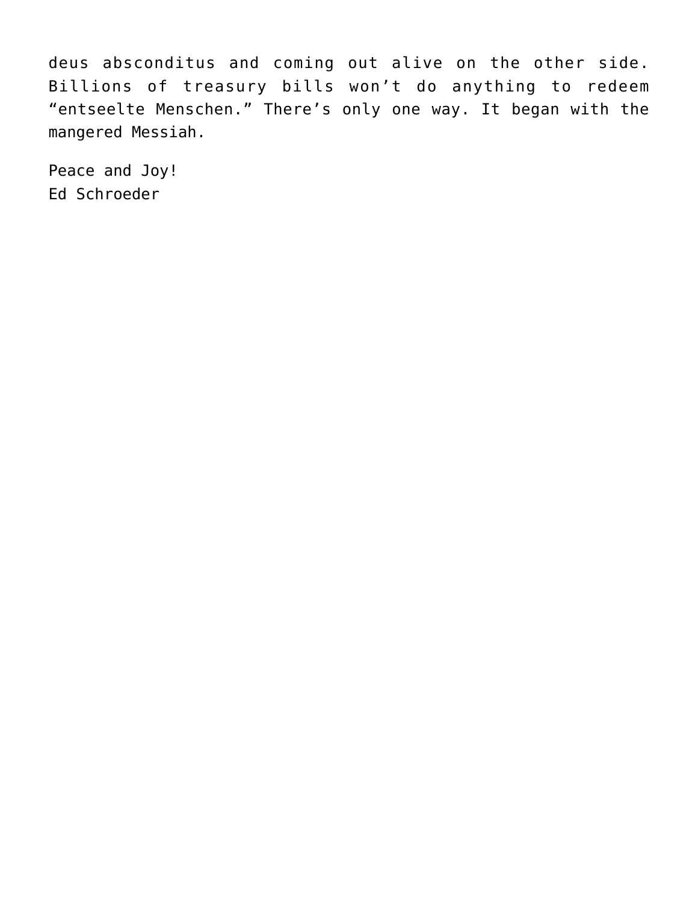deus absconditus and coming out alive on the other side. Billions of treasury bills won't do anything to redeem "entseelte Menschen." There's only one way. It began with the mangered Messiah.

Peace and Joy!  
Ed Schroeder